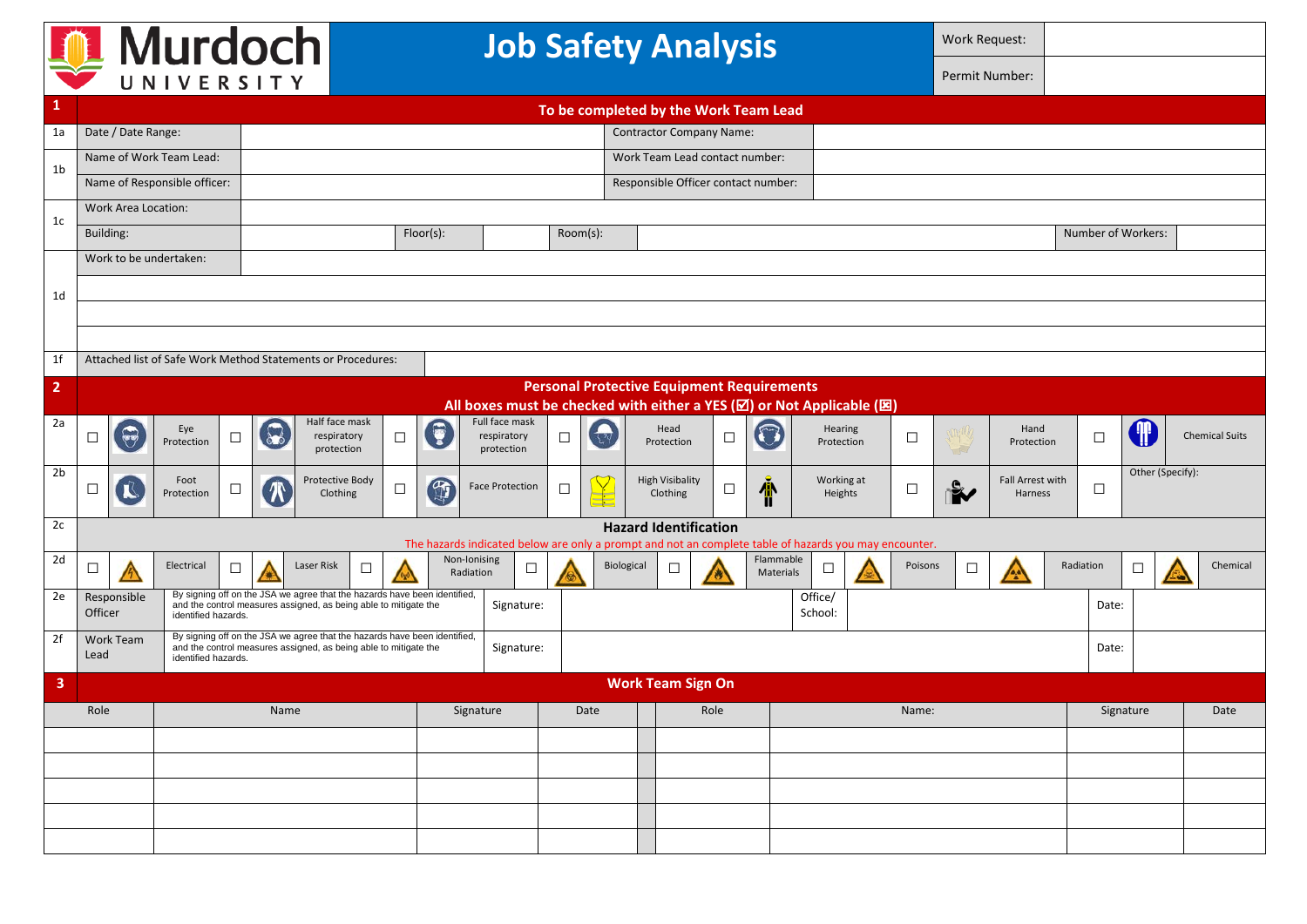# Murdoch UNIVERSITY — Job Safety Analysis

| Work Request: | |
|---|---|
| Permit Number: | |

## 1 To be completed by the Work Team Lead

| | | | | |
|---|---|---|---|---|
| 1a | Date / Date Range: | | Contractor Company Name: | |
| 1b | Name of Work Team Lead: | | Work Team Lead contact number: | |
| | Name of Responsible officer: | | Responsible Officer contact number: | |
| 1c | Work Area Location: | | | |

| | | | | | | | | |
|---|---|---|---|---|---|---|---|---|
| | Building: | | Floor(s): | | Room(s): | | Number of Workers: | |

| | | |
|---|---|---|
| 1d | Work to be undertaken: | |
| | | |
| | | |
| | | |
| 1f | Attached list of Safe Work Method Statements or Procedures: | |

## 2 Personal Protective Equipment Requirements

**All boxes must be checked with either a YES (☑) or Not Applicable (☒)**

| | | | | | | | |
|---|---|---|---|---|---|---|---|
| 2a | ☐ Eye Protection | ☐ Half face mask respiratory protection | ☐ Full face mask respiratory protection | ☐ Head Protection | ☐ Hearing Protection | ☐ Hand Protection | ☐ Chemical Suits |
| 2b | ☐ Foot Protection | ☐ Protective Body Clothing | ☐ Face Protection | ☐ High Visbality Clothing | ☐ Working at Heights | ☐ Fall Arrest with Harness | ☐ Other (Specify): |

### 2c Hazard Identification

The hazards indicated below are only a prompt and not an complete table of hazards you may encounter.

| | | | | | | | | |
|---|---|---|---|---|---|---|---|---|
| 2d | ☐ Electrical | ☐ Laser Risk | ☐ Non-Ionising Radiation | ☐ Biological | ☐ Flammable Materials | ☐ Poisons | ☐ Radiation | ☐ Chemical |

| | | | | | | | |
|---|---|---|---|---|---|---|---|
| 2e | Responsible Officer | By signing off on the JSA we agree that the hazards have been identified, and the control measures assigned, as being able to mitigate the identified hazards. | Signature: | | Office/ School: | Date: | |
| 2f | Work Team Lead | By signing off on the JSA we agree that the hazards have been identified, and the control measures assigned, as being able to mitigate the identified hazards. | Signature: | | | Date: | |

## 3 Work Team Sign On

| Role | Name | Signature | Date | | Role | Name: | Signature | Date |
|---|---|---|---|---|---|---|---|---|
| | | | | | | | | |
| | | | | | | | | |
| | | | | | | | | |
| | | | | | | | | |
| | | | | | | | | |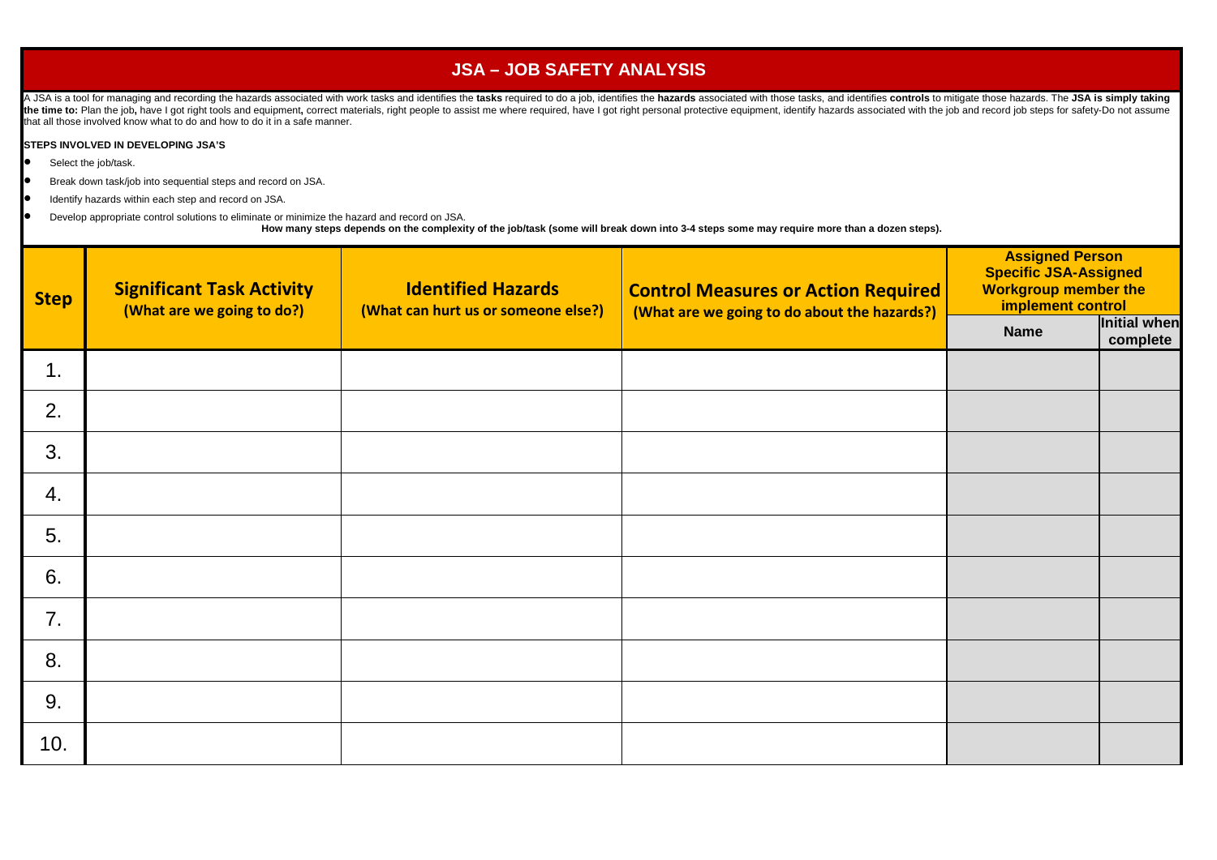# JSA – JOB SAFETY ANALYSIS

A JSA is a tool for managing and recording the hazards associated with work tasks and identifies the **tasks** required to do a job, identifies the **hazards** associated with those tasks, and identifies **controls** to mitigate those hazards. The **JSA is simply taking the time to:** Plan the job**,** have I got right tools and equipment**,** correct materials, right people to assist me where required, have I got right personal protective equipment, identify hazards associated with the job and record job steps for safety-Do not assume that all those involved know what to do and how to do it in a safe manner.

**STEPS INVOLVED IN DEVELOPING JSA'S**

- Select the job/task.
- Break down task/job into sequential steps and record on JSA.
- Identify hazards within each step and record on JSA.
- Develop appropriate control solutions to eliminate or minimize the hazard and record on JSA.

**How many steps depends on the complexity of the job/task (some will break down into 3-4 steps some may require more than a dozen steps).**

| Step | Significant Task Activity (What are we going to do?) | Identified Hazards (What can hurt us or someone else?) | Control Measures or Action Required (What are we going to do about the hazards?) | Assigned Person Specific JSA-Assigned Workgroup member the implement control | |
|---|---|---|---|---|---|
| | | | | Name | Initial when complete |
| 1. | | | | | |
| 2. | | | | | |
| 3. | | | | | |
| 4. | | | | | |
| 5. | | | | | |
| 6. | | | | | |
| 7. | | | | | |
| 8. | | | | | |
| 9. | | | | | |
| 10. | | | | | |